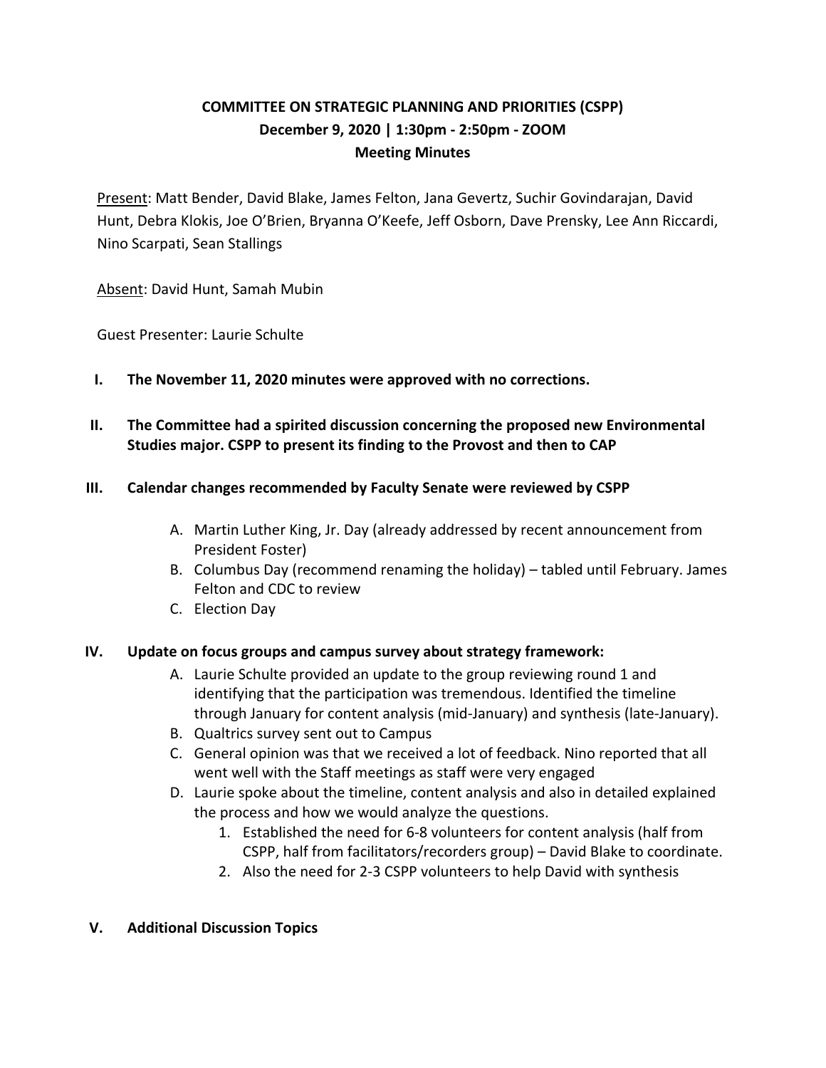# COMMITTEE ON STRATEGIC PLANNING AND PRIORITIES (CSPP)
## December 9, 2020 | 1:30pm - 2:50pm - ZOOM
## Meeting Minutes

Present: Matt Bender, David Blake, James Felton, Jana Gevertz, Suchir Govindarajan, David Hunt, Debra Klokis, Joe O'Brien, Bryanna O'Keefe, Jeff Osborn, Dave Prensky, Lee Ann Riccardi, Nino Scarpati, Sean Stallings

Absent: David Hunt, Samah Mubin

Guest Presenter: Laurie Schulte

I. **The November 11, 2020 minutes were approved with no corrections.**

II. **The Committee had a spirited discussion concerning the proposed new Environmental Studies major. CSPP to present its finding to the Provost and then to CAP**

III. **Calendar changes recommended by Faculty Senate were reviewed by CSPP**

   A. Martin Luther King, Jr. Day (already addressed by recent announcement from President Foster)
   B. Columbus Day (recommend renaming the holiday) – tabled until February. James Felton and CDC to review
   C. Election Day

IV. **Update on focus groups and campus survey about strategy framework:**

   A. Laurie Schulte provided an update to the group reviewing round 1 and identifying that the participation was tremendous. Identified the timeline through January for content analysis (mid-January) and synthesis (late-January).
   B. Qualtrics survey sent out to Campus
   C. General opinion was that we received a lot of feedback. Nino reported that all went well with the Staff meetings as staff were very engaged
   D. Laurie spoke about the timeline, content analysis and also in detailed explained the process and how we would analyze the questions.
      1. Established the need for 6-8 volunteers for content analysis (half from CSPP, half from facilitators/recorders group) – David Blake to coordinate.
      2. Also the need for 2-3 CSPP volunteers to help David with synthesis

V. **Additional Discussion Topics**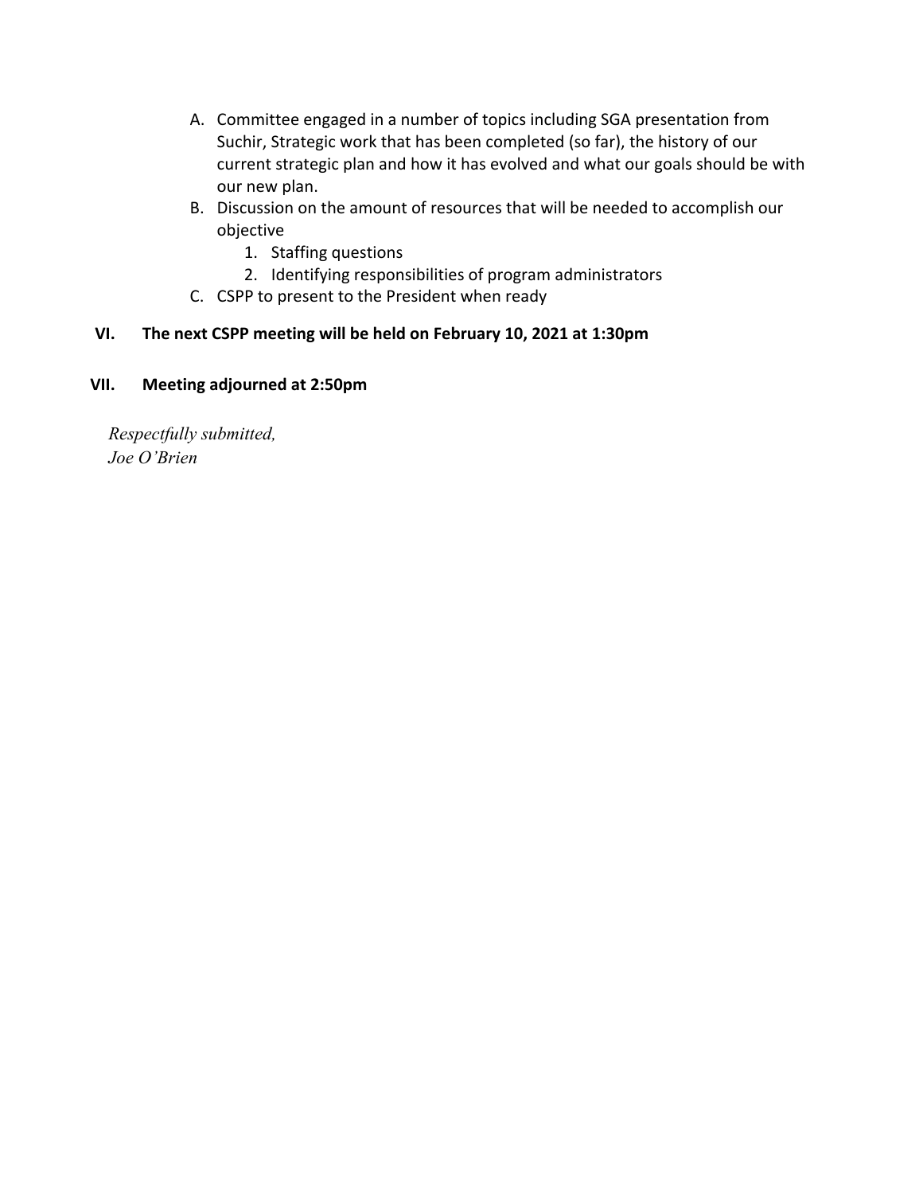A. Committee engaged in a number of topics including SGA presentation from Suchir, Strategic work that has been completed (so far), the history of our current strategic plan and how it has evolved and what our goals should be with our new plan.

B. Discussion on the amount of resources that will be needed to accomplish our objective

   1. Staffing questions
   2. Identifying responsibilities of program administrators

C. CSPP to present to the President when ready

**VI. The next CSPP meeting will be held on February 10, 2021 at 1:30pm**

**VII. Meeting adjourned at 2:50pm**

*Respectfully submitted,*
*Joe O'Brien*